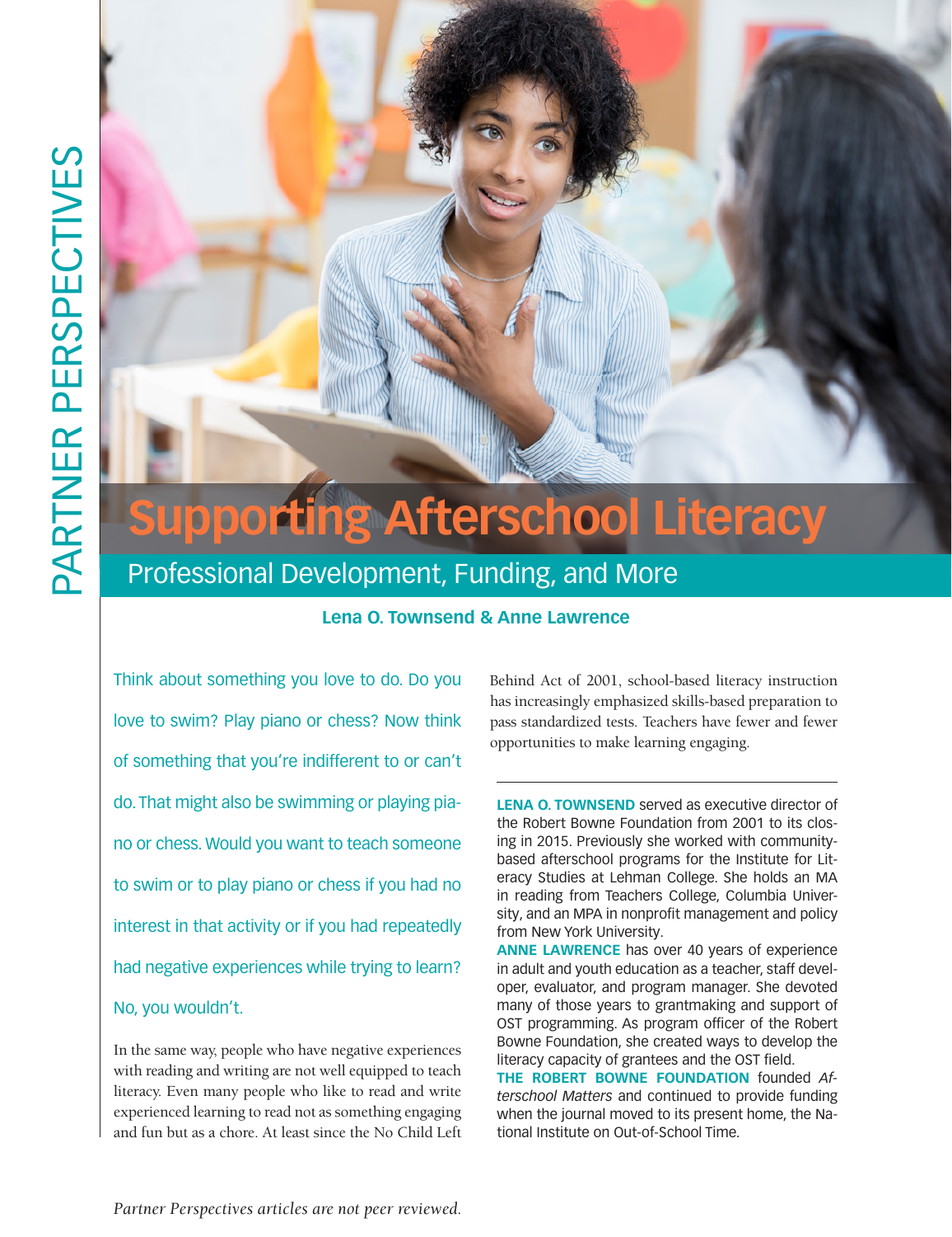# Supporting Afterschool Literacy

## Professional Development, Funding, and More

**Lena O. Townsend & Anne Lawrence**

Think about something you love to do. Do you love to swim? Play piano or chess? Now think of something that you're indifferent to or can't do. That might also be swimming or playing piano or chess. Would you want to teach someone to swim or to play piano or chess if you had no interest in that activity or if you had repeatedly had negative experiences while trying to learn? No, you wouldn't.

In the same way, people who have negative experiences with reading and writing are not well equipped to teach literacy. Even many people who like to read and write experienced learning to read not as something engaging and fun but as a chore. At least since the No Child Left Behind Act of 2001, school-based literacy instruction has increasingly emphasized skills-based preparation to pass standardized tests. Teachers have fewer and fewer opportunities to make learning engaging.

---

**LENA O. TOWNSEND** served as executive director of the Robert Bowne Foundation from 2001 to its closing in 2015. Previously she worked with community-based afterschool programs for the Institute for Literacy Studies at Lehman College. She holds an MA in reading from Teachers College, Columbia University, and an MPA in nonprofit management and policy from New York University.

**ANNE LAWRENCE** has over 40 years of experience in adult and youth education as a teacher, staff developer, evaluator, and program manager. She devoted many of those years to grantmaking and support of OST programming. As program officer of the Robert Bowne Foundation, she created ways to develop the literacy capacity of grantees and the OST field.

**THE ROBERT BOWNE FOUNDATION** founded *Afterschool Matters* and continued to provide funding when the journal moved to its present home, the National Institute on Out-of-School Time.

*Partner Perspectives articles are not peer reviewed.*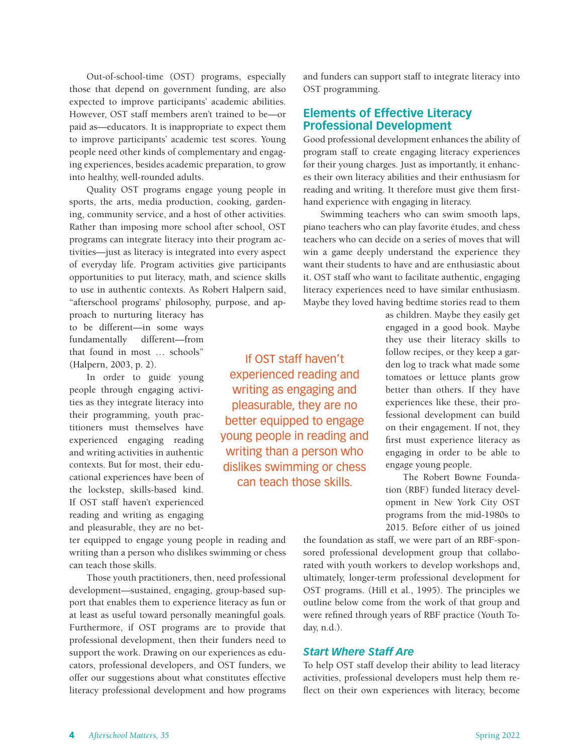Out-of-school-time (OST) programs, especially those that depend on government funding, are also expected to improve participants' academic abilities. However, OST staff members aren't trained to be—or paid as—educators. It is inappropriate to expect them to improve participants' academic test scores. Young people need other kinds of complementary and engaging experiences, besides academic preparation, to grow into healthy, well-rounded adults.

Quality OST programs engage young people in sports, the arts, media production, cooking, gardening, community service, and a host of other activities. Rather than imposing more school after school, OST programs can integrate literacy into their program activities—just as literacy is integrated into every aspect of everyday life. Program activities give participants opportunities to put literacy, math, and science skills to use in authentic contexts. As Robert Halpern said, "afterschool programs' philosophy, purpose, and approach to nurturing literacy has to be different—in some ways fundamentally different—from that found in most … schools" (Halpern, 2003, p. 2).

In order to guide young people through engaging activities as they integrate literacy into their programming, youth practitioners must themselves have experienced engaging reading and writing activities in authentic contexts. But for most, their educational experiences have been of the lockstep, skills-based kind. If OST staff haven't experienced reading and writing as engaging and pleasurable, they are no better equipped to engage young people in reading and writing than a person who dislikes swimming or chess can teach those skills.

> If OST staff haven't experienced reading and writing as engaging and pleasurable, they are no better equipped to engage young people in reading and writing than a person who dislikes swimming or chess can teach those skills.

Those youth practitioners, then, need professional development—sustained, engaging, group-based support that enables them to experience literacy as fun or at least as useful toward personally meaningful goals. Furthermore, if OST programs are to provide that professional development, then their funders need to support the work. Drawing on our experiences as educators, professional developers, and OST funders, we offer our suggestions about what constitutes effective literacy professional development and how programs and funders can support staff to integrate literacy into OST programming.

## Elements of Effective Literacy Professional Development

Good professional development enhances the ability of program staff to create engaging literacy experiences for their young charges. Just as importantly, it enhances their own literacy abilities and their enthusiasm for reading and writing. It therefore must give them first-hand experience with engaging in literacy.

Swimming teachers who can swim smooth laps, piano teachers who can play favorite études, and chess teachers who can decide on a series of moves that will win a game deeply understand the experience they want their students to have and are enthusiastic about it. OST staff who want to facilitate authentic, engaging literacy experiences need to have similar enthusiasm. Maybe they loved having bedtime stories read to them as children. Maybe they easily get engaged in a good book. Maybe they use their literacy skills to follow recipes, or they keep a garden log to track what made some tomatoes or lettuce plants grow better than others. If they have experiences like these, their professional development can build on their engagement. If not, they first must experience literacy as engaging in order to be able to engage young people.

The Robert Bowne Foundation (RBF) funded literacy development in New York City OST programs from the mid-1980s to 2015. Before either of us joined the foundation as staff, we were part of an RBF-sponsored professional development group that collaborated with youth workers to develop workshops and, ultimately, longer-term professional development for OST programs. (Hill et al., 1995). The principles we outline below come from the work of that group and were refined through years of RBF practice (Youth Today, n.d.).

### *Start Where Staff Are*

To help OST staff develop their ability to lead literacy activities, professional developers must help them reflect on their own experiences with literacy, become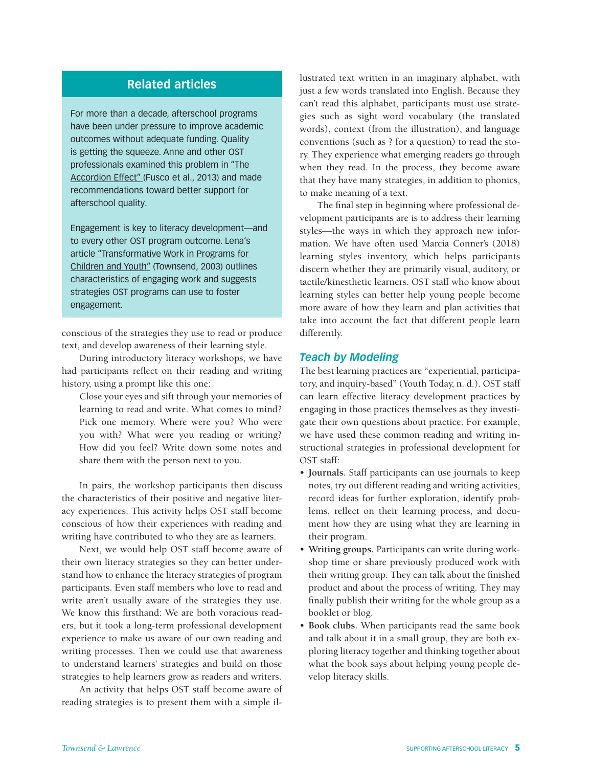## Related articles

For more than a decade, afterschool programs have been under pressure to improve academic outcomes without adequate funding. Quality is getting the squeeze. Anne and other OST professionals examined this problem in "The Accordion Effect" (Fusco et al., 2013) and made recommendations toward better support for afterschool quality.

Engagement is key to literacy development—and to every other OST program outcome. Lena's article "Transformative Work in Programs for Children and Youth" (Townsend, 2003) outlines characteristics of engaging work and suggests strategies OST programs can use to foster engagement.

conscious of the strategies they use to read or produce text, and develop awareness of their learning style.

During introductory literacy workshops, we have had participants reflect on their reading and writing history, using a prompt like this one:

> Close your eyes and sift through your memories of learning to read and write. What comes to mind? Pick one memory. Where were you? Who were you with? What were you reading or writing? How did you feel? Write down some notes and share them with the person next to you.

In pairs, the workshop participants then discuss the characteristics of their positive and negative literacy experiences. This activity helps OST staff become conscious of how their experiences with reading and writing have contributed to who they are as learners.

Next, we would help OST staff become aware of their own literacy strategies so they can better understand how to enhance the literacy strategies of program participants. Even staff members who love to read and write aren't usually aware of the strategies they use. We know this firsthand: We are both voracious readers, but it took a long-term professional development experience to make us aware of our own reading and writing processes. Then we could use that awareness to understand learners' strategies and build on those strategies to help learners grow as readers and writers.

An activity that helps OST staff become aware of reading strategies is to present them with a simple illustrated text written in an imaginary alphabet, with just a few words translated into English. Because they can't read this alphabet, participants must use strategies such as sight word vocabulary (the translated words), context (from the illustration), and language conventions (such as ? for a question) to read the story. They experience what emerging readers go through when they read. In the process, they become aware that they have many strategies, in addition to phonics, to make meaning of a text.

The final step in beginning where professional development participants are is to address their learning styles—the ways in which they approach new information. We have often used Marcia Conner's (2018) learning styles inventory, which helps participants discern whether they are primarily visual, auditory, or tactile/kinesthetic learners. OST staff who know about learning styles can better help young people become more aware of how they learn and plan activities that take into account the fact that different people learn differently.

### *Teach by Modeling*

The best learning practices are "experiential, participatory, and inquiry-based" (Youth Today, n. d.). OST staff can learn effective literacy development practices by engaging in those practices themselves as they investigate their own questions about practice. For example, we have used these common reading and writing instructional strategies in professional development for OST staff:

- **Journals.** Staff participants can use journals to keep notes, try out different reading and writing activities, record ideas for further exploration, identify problems, reflect on their learning process, and document how they are using what they are learning in their program.
- **Writing groups.** Participants can write during workshop time or share previously produced work with their writing group. They can talk about the finished product and about the process of writing. They may finally publish their writing for the whole group as a booklet or blog.
- **Book clubs.** When participants read the same book and talk about it in a small group, they are both exploring literacy together and thinking together about what the book says about helping young people develop literacy skills.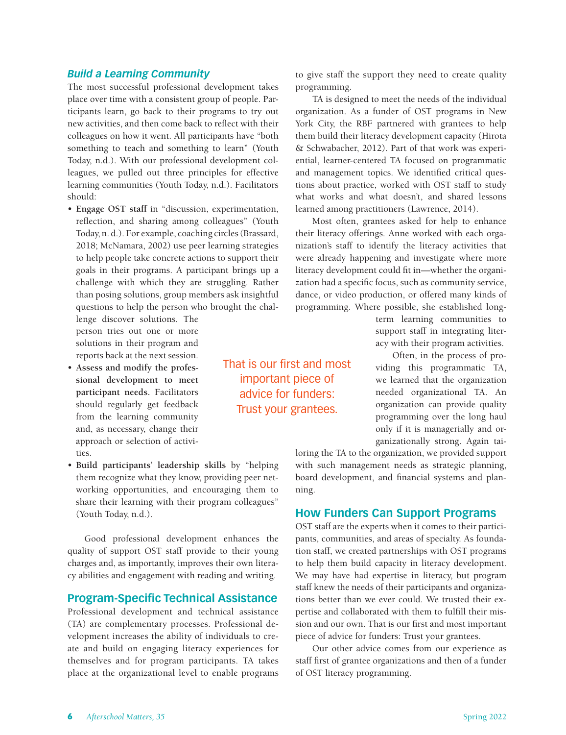### *Build a Learning Community*

The most successful professional development takes place over time with a consistent group of people. Participants learn, go back to their programs to try out new activities, and then come back to reflect with their colleagues on how it went. All participants have "both something to teach and something to learn" (Youth Today, n.d.). With our professional development colleagues, we pulled out three principles for effective learning communities (Youth Today, n.d.). Facilitators should:

- **Engage OST staff** in "discussion, experimentation, reflection, and sharing among colleagues" (Youth Today, n. d.). For example, coaching circles (Brassard, 2018; McNamara, 2002) use peer learning strategies to help people take concrete actions to support their goals in their programs. A participant brings up a challenge with which they are struggling. Rather than posing solutions, group members ask insightful questions to help the person who brought the challenge discover solutions. The person tries out one or more solutions in their program and reports back at the next session.
- **Assess and modify the professional development to meet participant needs.** Facilitators should regularly get feedback from the learning community and, as necessary, change their approach or selection of activities.
- **Build participants' leadership skills** by "helping them recognize what they know, providing peer networking opportunities, and encouraging them to share their learning with their program colleagues" (Youth Today, n.d.).

Good professional development enhances the quality of support OST staff provide to their young charges and, as importantly, improves their own literacy abilities and engagement with reading and writing.

## Program-Specific Technical Assistance

Professional development and technical assistance (TA) are complementary processes. Professional development increases the ability of individuals to create and build on engaging literacy experiences for themselves and for program participants. TA takes place at the organizational level to enable programs to give staff the support they need to create quality programming.

TA is designed to meet the needs of the individual organization. As a funder of OST programs in New York City, the RBF partnered with grantees to help them build their literacy development capacity (Hirota & Schwabacher, 2012). Part of that work was experiential, learner-centered TA focused on programmatic and management topics. We identified critical questions about practice, worked with OST staff to study what works and what doesn't, and shared lessons learned among practitioners (Lawrence, 2014).

Most often, grantees asked for help to enhance their literacy offerings. Anne worked with each organization's staff to identify the literacy activities that were already happening and investigate where more literacy development could fit in—whether the organization had a specific focus, such as community service, dance, or video production, or offered many kinds of programming. Where possible, she established long-term learning communities to support staff in integrating literacy with their program activities.

Often, in the process of providing this programmatic TA, we learned that the organization needed organizational TA. An organization can provide quality programming over the long haul only if it is managerially and organizationally strong. Again tailoring the TA to the organization, we provided support with such management needs as strategic planning, board development, and financial systems and planning.

## How Funders Can Support Programs

OST staff are the experts when it comes to their participants, communities, and areas of specialty. As foundation staff, we created partnerships with OST programs to help them build capacity in literacy development. We may have had expertise in literacy, but program staff knew the needs of their participants and organizations better than we ever could. We trusted their expertise and collaborated with them to fulfill their mission and our own. That is our first and most important piece of advice for funders: Trust your grantees.

Our other advice comes from our experience as staff first of grantee organizations and then of a funder of OST literacy programming.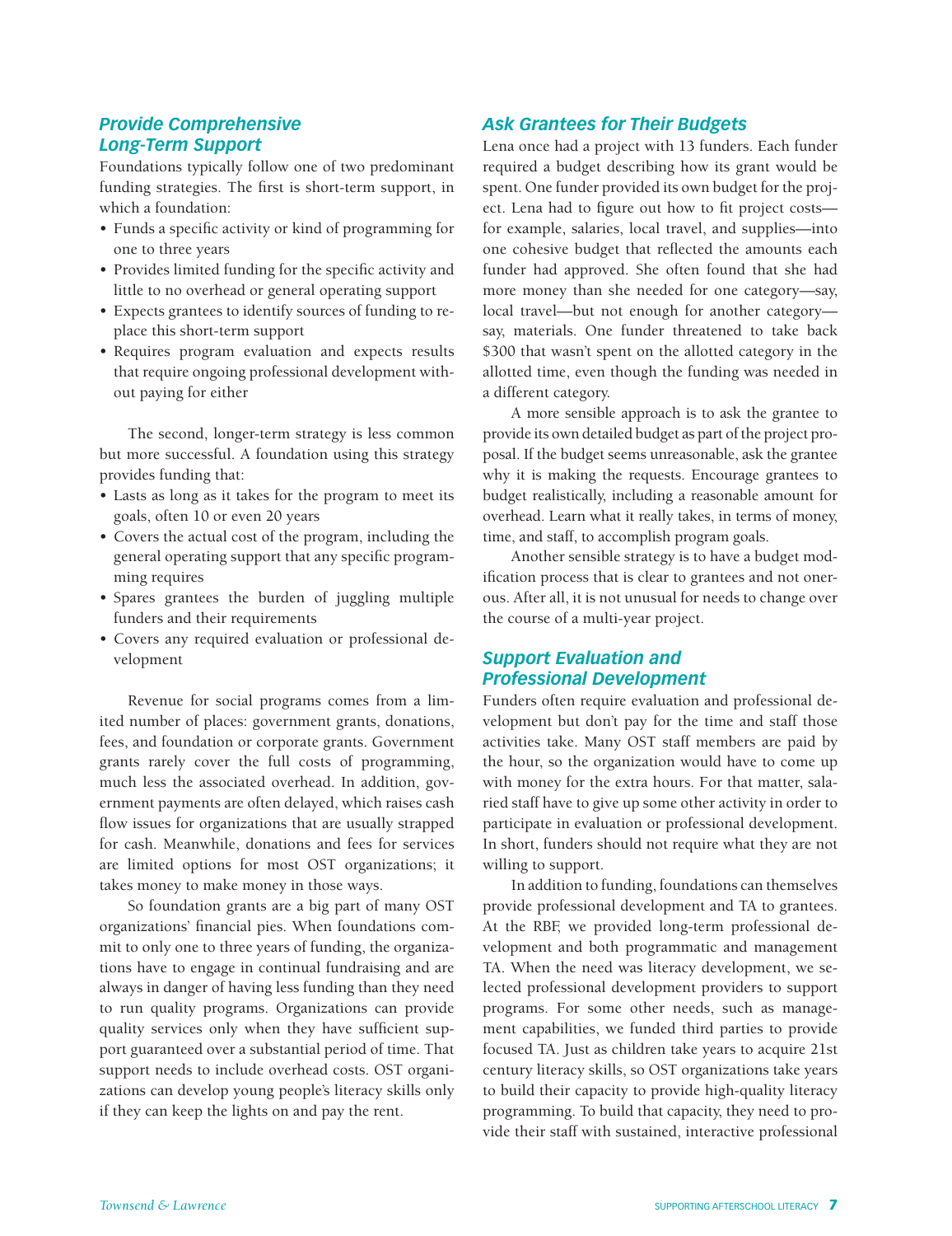## *Provide Comprehensive Long-Term Support*

Foundations typically follow one of two predominant funding strategies. The first is short-term support, in which a foundation:

- Funds a specific activity or kind of programming for one to three years
- Provides limited funding for the specific activity and little to no overhead or general operating support
- Expects grantees to identify sources of funding to replace this short-term support
- Requires program evaluation and expects results that require ongoing professional development without paying for either

The second, longer-term strategy is less common but more successful. A foundation using this strategy provides funding that:

- Lasts as long as it takes for the program to meet its goals, often 10 or even 20 years
- Covers the actual cost of the program, including the general operating support that any specific programming requires
- Spares grantees the burden of juggling multiple funders and their requirements
- Covers any required evaluation or professional development

Revenue for social programs comes from a limited number of places: government grants, donations, fees, and foundation or corporate grants. Government grants rarely cover the full costs of programming, much less the associated overhead. In addition, government payments are often delayed, which raises cash flow issues for organizations that are usually strapped for cash. Meanwhile, donations and fees for services are limited options for most OST organizations; it takes money to make money in those ways.

So foundation grants are a big part of many OST organizations' financial pies. When foundations commit to only one to three years of funding, the organizations have to engage in continual fundraising and are always in danger of having less funding than they need to run quality programs. Organizations can provide quality services only when they have sufficient support guaranteed over a substantial period of time. That support needs to include overhead costs. OST organizations can develop young people's literacy skills only if they can keep the lights on and pay the rent.

## *Ask Grantees for Their Budgets*

Lena once had a project with 13 funders. Each funder required a budget describing how its grant would be spent. One funder provided its own budget for the project. Lena had to figure out how to fit project costs—for example, salaries, local travel, and supplies—into one cohesive budget that reflected the amounts each funder had approved. She often found that she had more money than she needed for one category—say, local travel—but not enough for another category—say, materials. One funder threatened to take back $300 that wasn't spent on the allotted category in the allotted time, even though the funding was needed in a different category.

A more sensible approach is to ask the grantee to provide its own detailed budget as part of the project proposal. If the budget seems unreasonable, ask the grantee why it is making the requests. Encourage grantees to budget realistically, including a reasonable amount for overhead. Learn what it really takes, in terms of money, time, and staff, to accomplish program goals.

Another sensible strategy is to have a budget modification process that is clear to grantees and not onerous. After all, it is not unusual for needs to change over the course of a multi-year project.

## *Support Evaluation and Professional Development*

Funders often require evaluation and professional development but don't pay for the time and staff those activities take. Many OST staff members are paid by the hour, so the organization would have to come up with money for the extra hours. For that matter, salaried staff have to give up some other activity in order to participate in evaluation or professional development. In short, funders should not require what they are not willing to support.

In addition to funding, foundations can themselves provide professional development and TA to grantees. At the RBF, we provided long-term professional development and both programmatic and management TA. When the need was literacy development, we selected professional development providers to support programs. For some other needs, such as management capabilities, we funded third parties to provide focused TA. Just as children take years to acquire 21st century literacy skills, so OST organizations take years to build their capacity to provide high-quality literacy programming. To build that capacity, they need to provide their staff with sustained, interactive professional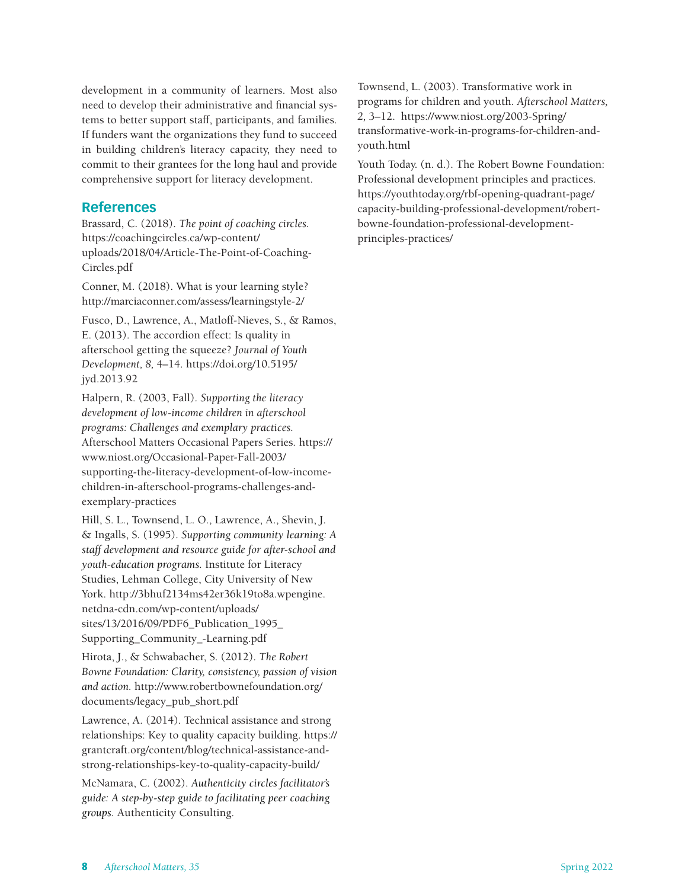development in a community of learners. Most also need to develop their administrative and financial systems to better support staff, participants, and families. If funders want the organizations they fund to succeed in building children's literacy capacity, they need to commit to their grantees for the long haul and provide comprehensive support for literacy development.

## References

Brassard, C. (2018). *The point of coaching circles.* https://coachingcircles.ca/wp-content/uploads/2018/04/Article-The-Point-of-Coaching-Circles.pdf

Conner, M. (2018). What is your learning style? http://marciaconner.com/assess/learningstyle-2/

Fusco, D., Lawrence, A., Matloff-Nieves, S., & Ramos, E. (2013). The accordion effect: Is quality in afterschool getting the squeeze? *Journal of Youth Development, 8,* 4–14. https://doi.org/10.5195/jyd.2013.92

Halpern, R. (2003, Fall). *Supporting the literacy development of low-income children in afterschool programs: Challenges and exemplary practices.* Afterschool Matters Occasional Papers Series. https://www.niost.org/Occasional-Paper-Fall-2003/supporting-the-literacy-development-of-low-income-children-in-afterschool-programs-challenges-and-exemplary-practices

Hill, S. L., Townsend, L. O., Lawrence, A., Shevin, J. & Ingalls, S. (1995). *Supporting community learning: A staff development and resource guide for after-school and youth-education programs.* Institute for Literacy Studies, Lehman College, City University of New York. http://3bhuf2134ms42er36k19to8a.wpengine.netdna-cdn.com/wp-content/uploads/sites/13/2016/09/PDF6_Publication_1995_Supporting_Community_-Learning.pdf

Hirota, J., & Schwabacher, S. (2012). *The Robert Bowne Foundation: Clarity, consistency, passion of vision and action.* http://www.robertbownefoundation.org/documents/legacy_pub_short.pdf

Lawrence, A. (2014). Technical assistance and strong relationships: Key to quality capacity building. https://grantcraft.org/content/blog/technical-assistance-and-strong-relationships-key-to-quality-capacity-build/

McNamara, C. (2002). *Authenticity circles facilitator's guide: A step-by-step guide to facilitating peer coaching groups.* Authenticity Consulting.

Townsend, L. (2003). Transformative work in programs for children and youth. *Afterschool Matters, 2,* 3–12. https://www.niost.org/2003-Spring/transformative-work-in-programs-for-children-and-youth.html

Youth Today. (n. d.). The Robert Bowne Foundation: Professional development principles and practices. https://youthtoday.org/rbf-opening-quadrant-page/capacity-building-professional-development/robert-bowne-foundation-professional-development-principles-practices/